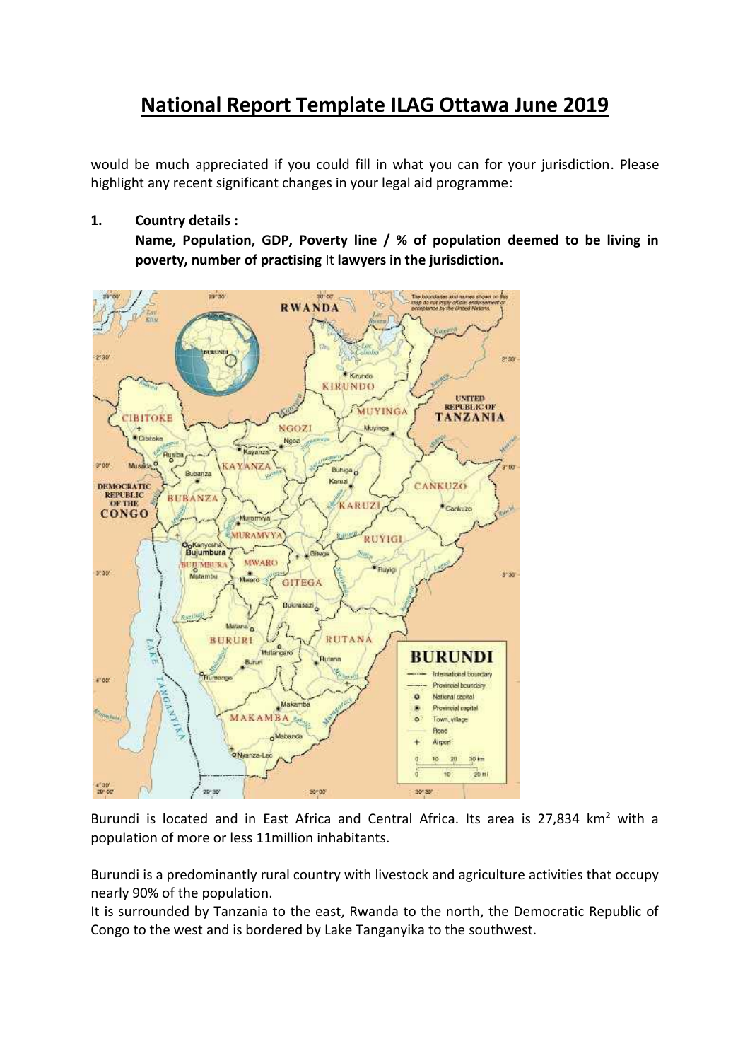# National Report Template ILAG Ottawa June 2019

would be much appreciated if you could fill in what you can for your jurisdiction. Please highlight any recent significant changes in your legal aid programme:

**1. Country details :**

**Name, Population, GDP, Poverty line / % of population deemed to be living in poverty, number of practising** It **lawyers in the jurisdiction.**

Burundi is located and in East Africa and Central Africa. Its area is 27,834 km² with a population of more or less 11million inhabitants.

Burundi is a predominantly rural country with livestock and agriculture activities that occupy nearly 90% of the population.

It is surrounded by Tanzania to the east, Rwanda to the north, the Democratic Republic of Congo to the west and is bordered by Lake Tanganyika to the southwest.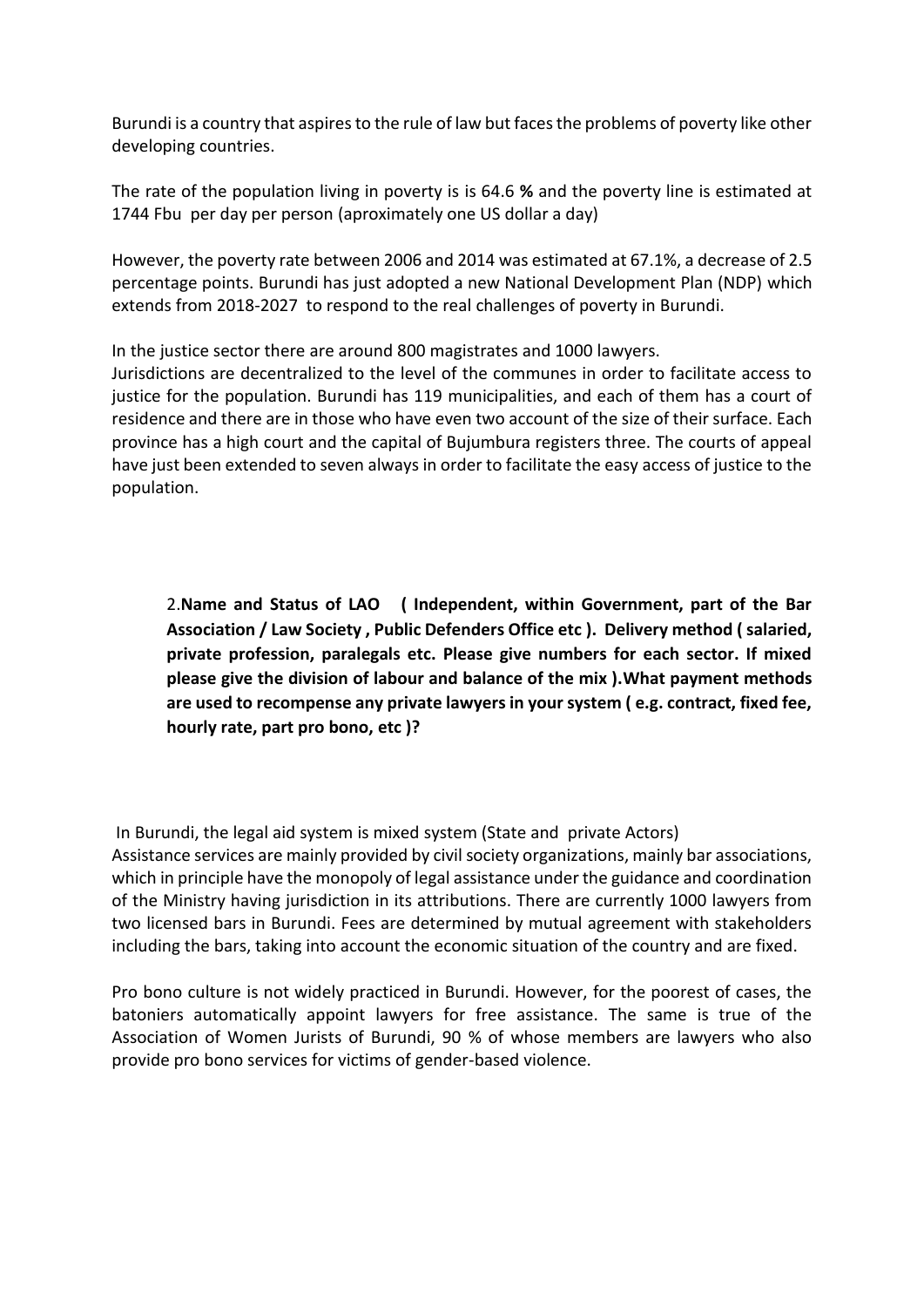Burundi is a country that aspires to the rule of law but faces the problems of poverty like other developing countries.

The rate of the population living in poverty is is 64.6 **%** and the poverty line is estimated at 1744 Fbu per day per person (aproximately one US dollar a day)

However, the poverty rate between 2006 and 2014 was estimated at 67.1%, a decrease of 2.5 percentage points. Burundi has just adopted a new National Development Plan (NDP) which extends from 2018-2027 to respond to the real challenges of poverty in Burundi.

In the justice sector there are around 800 magistrates and 1000 lawyers.
Jurisdictions are decentralized to the level of the communes in order to facilitate access to justice for the population. Burundi has 119 municipalities, and each of them has a court of residence and there are in those who have even two account of the size of their surface. Each province has a high court and the capital of Bujumbura registers three. The courts of appeal have just been extended to seven always in order to facilitate the easy access of justice to the population.

2.**Name and Status of LAO ( Independent, within Government, part of the Bar Association / Law Society , Public Defenders Office etc ). Delivery method ( salaried, private profession, paralegals etc. Please give numbers for each sector. If mixed please give the division of labour and balance of the mix ).What payment methods are used to recompense any private lawyers in your system ( e.g. contract, fixed fee, hourly rate, part pro bono, etc )?**

In Burundi, the legal aid system is mixed system (State and private Actors)
Assistance services are mainly provided by civil society organizations, mainly bar associations, which in principle have the monopoly of legal assistance under the guidance and coordination of the Ministry having jurisdiction in its attributions. There are currently 1000 lawyers from two licensed bars in Burundi. Fees are determined by mutual agreement with stakeholders including the bars, taking into account the economic situation of the country and are fixed.

Pro bono culture is not widely practiced in Burundi. However, for the poorest of cases, the batoniers automatically appoint lawyers for free assistance. The same is true of the Association of Women Jurists of Burundi, 90 % of whose members are lawyers who also provide pro bono services for victims of gender-based violence.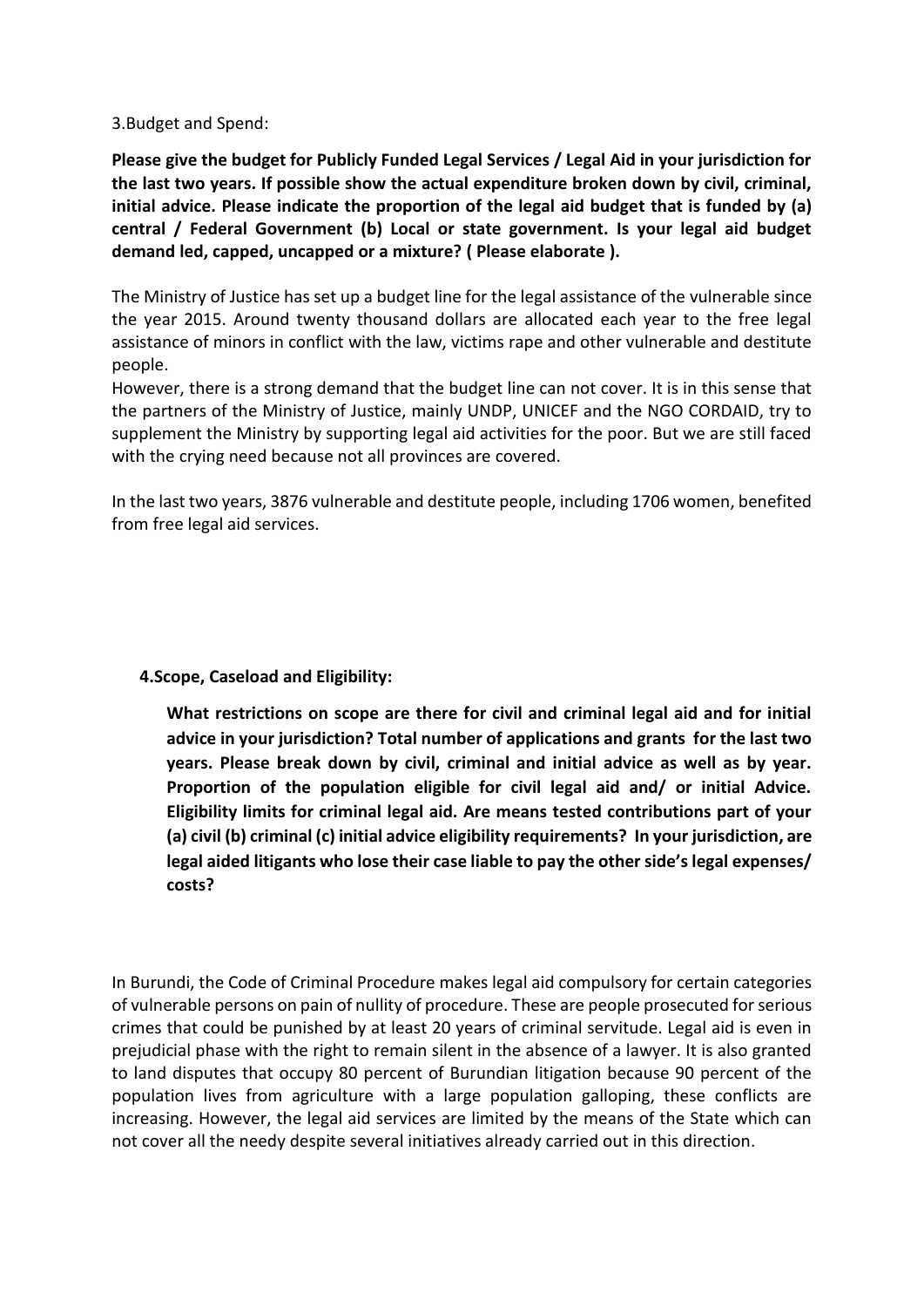3.Budget and Spend:

**Please give the budget for Publicly Funded Legal Services / Legal Aid in your jurisdiction for the last two years. If possible show the actual expenditure broken down by civil, criminal, initial advice. Please indicate the proportion of the legal aid budget that is funded by (a) central / Federal Government (b) Local or state government. Is your legal aid budget demand led, capped, uncapped or a mixture? ( Please elaborate ).**

The Ministry of Justice has set up a budget line for the legal assistance of the vulnerable since the year 2015. Around twenty thousand dollars are allocated each year to the free legal assistance of minors in conflict with the law, victims rape and other vulnerable and destitute people.

However, there is a strong demand that the budget line can not cover. It is in this sense that the partners of the Ministry of Justice, mainly UNDP, UNICEF and the NGO CORDAID, try to supplement the Ministry by supporting legal aid activities for the poor. But we are still faced with the crying need because not all provinces are covered.

In the last two years, 3876 vulnerable and destitute people, including 1706 women, benefited from free legal aid services.

**4.Scope, Caseload and Eligibility:**

**What restrictions on scope are there for civil and criminal legal aid and for initial advice in your jurisdiction? Total number of applications and grants for the last two years. Please break down by civil, criminal and initial advice as well as by year. Proportion of the population eligible for civil legal aid and/ or initial Advice. Eligibility limits for criminal legal aid. Are means tested contributions part of your (a) civil (b) criminal (c) initial advice eligibility requirements? In your jurisdiction, are legal aided litigants who lose their case liable to pay the other side's legal expenses/ costs?**

In Burundi, the Code of Criminal Procedure makes legal aid compulsory for certain categories of vulnerable persons on pain of nullity of procedure. These are people prosecuted for serious crimes that could be punished by at least 20 years of criminal servitude. Legal aid is even in prejudicial phase with the right to remain silent in the absence of a lawyer. It is also granted to land disputes that occupy 80 percent of Burundian litigation because 90 percent of the population lives from agriculture with a large population galloping, these conflicts are increasing. However, the legal aid services are limited by the means of the State which can not cover all the needy despite several initiatives already carried out in this direction.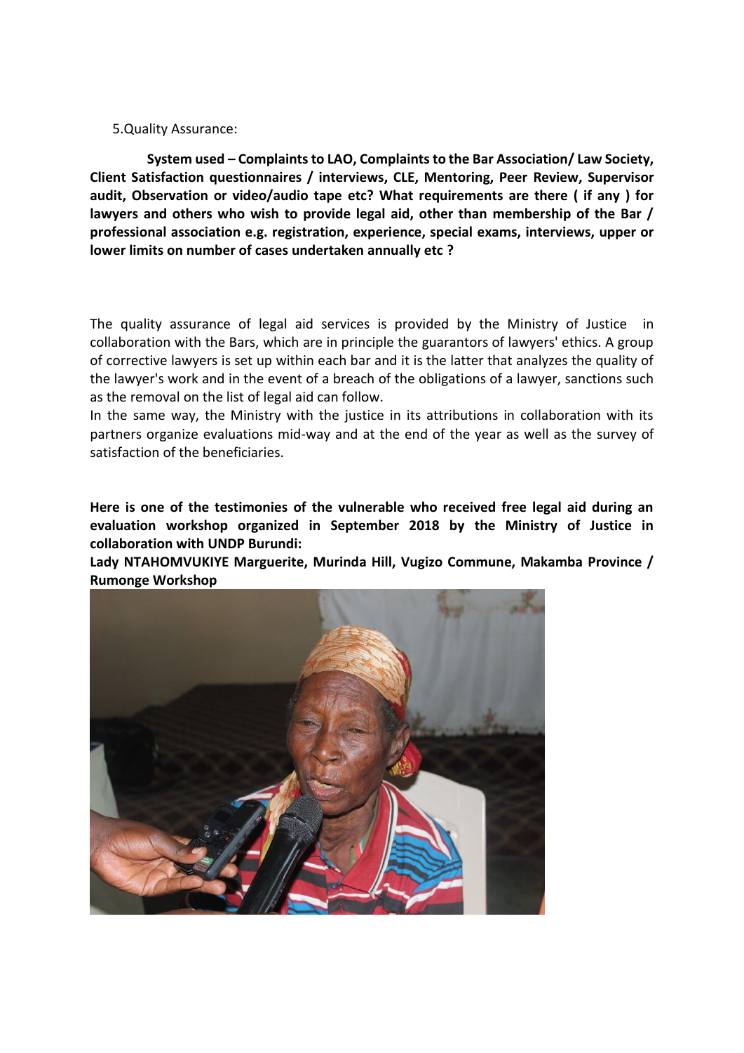5.Quality Assurance:

**System used – Complaints to LAO, Complaints to the Bar Association/ Law Society, Client Satisfaction questionnaires / interviews, CLE, Mentoring, Peer Review, Supervisor audit, Observation or video/audio tape etc? What requirements are there ( if any ) for lawyers and others who wish to provide legal aid, other than membership of the Bar / professional association e.g. registration, experience, special exams, interviews, upper or lower limits on number of cases undertaken annually etc ?**

The quality assurance of legal aid services is provided by the Ministry of Justice in collaboration with the Bars, which are in principle the guarantors of lawyers' ethics. A group of corrective lawyers is set up within each bar and it is the latter that analyzes the quality of the lawyer's work and in the event of a breach of the obligations of a lawyer, sanctions such as the removal on the list of legal aid can follow.
In the same way, the Ministry with the justice in its attributions in collaboration with its partners organize evaluations mid-way and at the end of the year as well as the survey of satisfaction of the beneficiaries.

**Here is one of the testimonies of the vulnerable who received free legal aid during an evaluation workshop organized in September 2018 by the Ministry of Justice in collaboration with UNDP Burundi:**
**Lady NTAHOMVUKIYE Marguerite, Murinda Hill, Vugizo Commune, Makamba Province / Rumonge Workshop**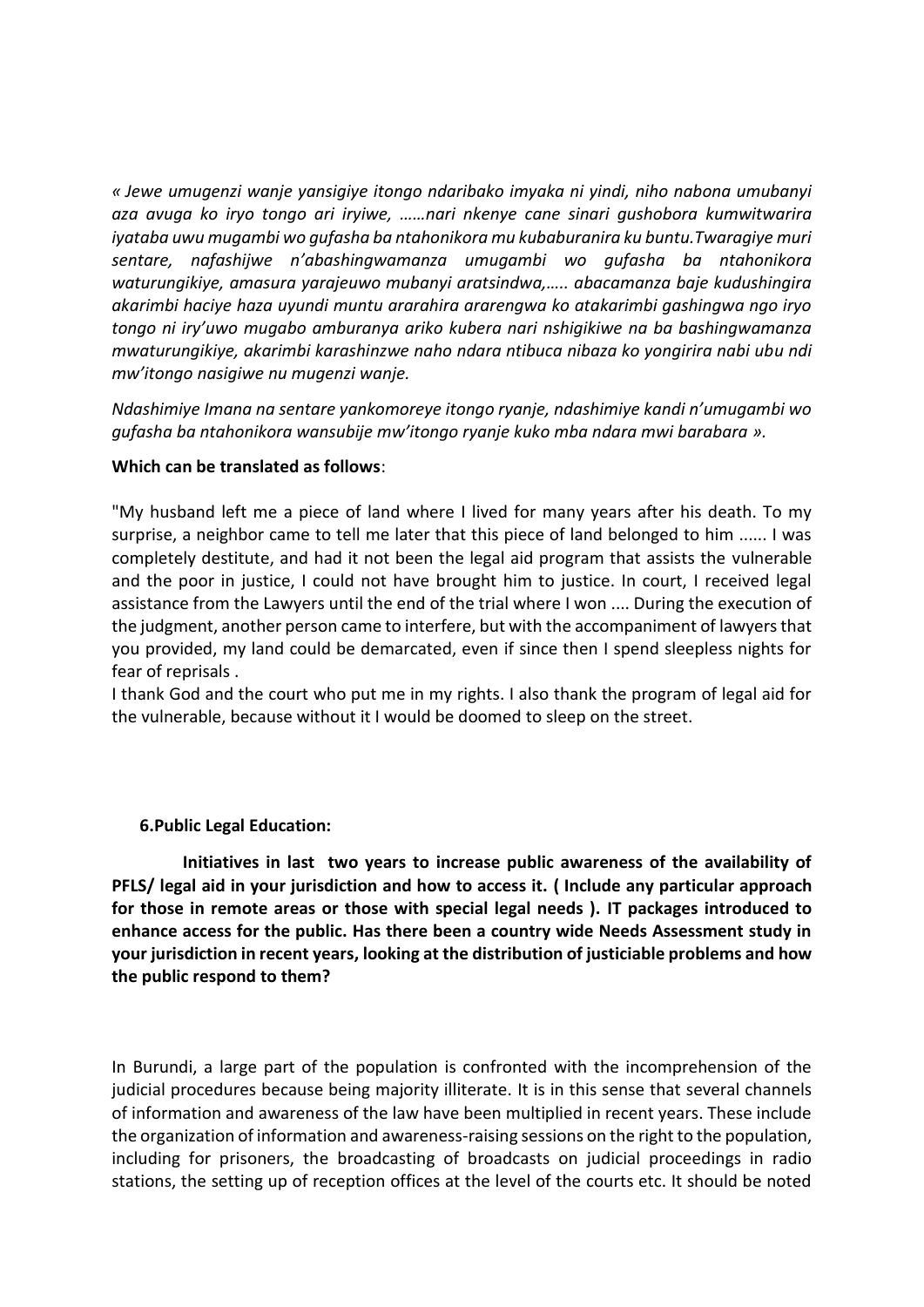*« Jewe umugenzi wanje yansigiye itongo ndaribako imyaka ni yindi, niho nabona umubanyi aza avuga ko iryo tongo ari iryiwe, ……nari nkenye cane sinari gushobora kumwitwarira iyataba uwu mugambi wo gufasha ba ntahonikora mu kubaburanira ku buntu.Twaragiye muri sentare, nafashijwe n'abashingwamanza umugambi wo gufasha ba ntahonikora waturungikiye, amasura yarajeuwo mubanyi aratsindwa,….. abacamanza baje kudushingira akarimbi haciye haza uyundi muntu ararahira ararengwa ko atakarimbi gashingwa ngo iryo tongo ni iry'uwo mugabo amburanya ariko kubera nari nshigikiwe na ba bashingwamanza mwaturungikiye, akarimbi karashinzwe naho ndara ntibuca nibaza ko yongirira nabi ubu ndi mw'itongo nasigiwe nu mugenzi wanje.*

*Ndashimiye Imana na sentare yankomoreye itongo ryanje, ndashimiye kandi n'umugambi wo gufasha ba ntahonikora wansubije mw'itongo ryanje kuko mba ndara mwi barabara ».*

**Which can be translated as follows**:

"My husband left me a piece of land where I lived for many years after his death. To my surprise, a neighbor came to tell me later that this piece of land belonged to him ...... I was completely destitute, and had it not been the legal aid program that assists the vulnerable and the poor in justice, I could not have brought him to justice. In court, I received legal assistance from the Lawyers until the end of the trial where I won .... During the execution of the judgment, another person came to interfere, but with the accompaniment of lawyers that you provided, my land could be demarcated, even if since then I spend sleepless nights for fear of reprisals .
I thank God and the court who put me in my rights. I also thank the program of legal aid for the vulnerable, because without it I would be doomed to sleep on the street.

**6.Public Legal Education:**

**Initiatives in last two years to increase public awareness of the availability of PFLS/ legal aid in your jurisdiction and how to access it. ( Include any particular approach for those in remote areas or those with special legal needs ). IT packages introduced to enhance access for the public. Has there been a country wide Needs Assessment study in your jurisdiction in recent years, looking at the distribution of justiciable problems and how the public respond to them?**

In Burundi, a large part of the population is confronted with the incomprehension of the judicial procedures because being majority illiterate. It is in this sense that several channels of information and awareness of the law have been multiplied in recent years. These include the organization of information and awareness-raising sessions on the right to the population, including for prisoners, the broadcasting of broadcasts on judicial proceedings in radio stations, the setting up of reception offices at the level of the courts etc. It should be noted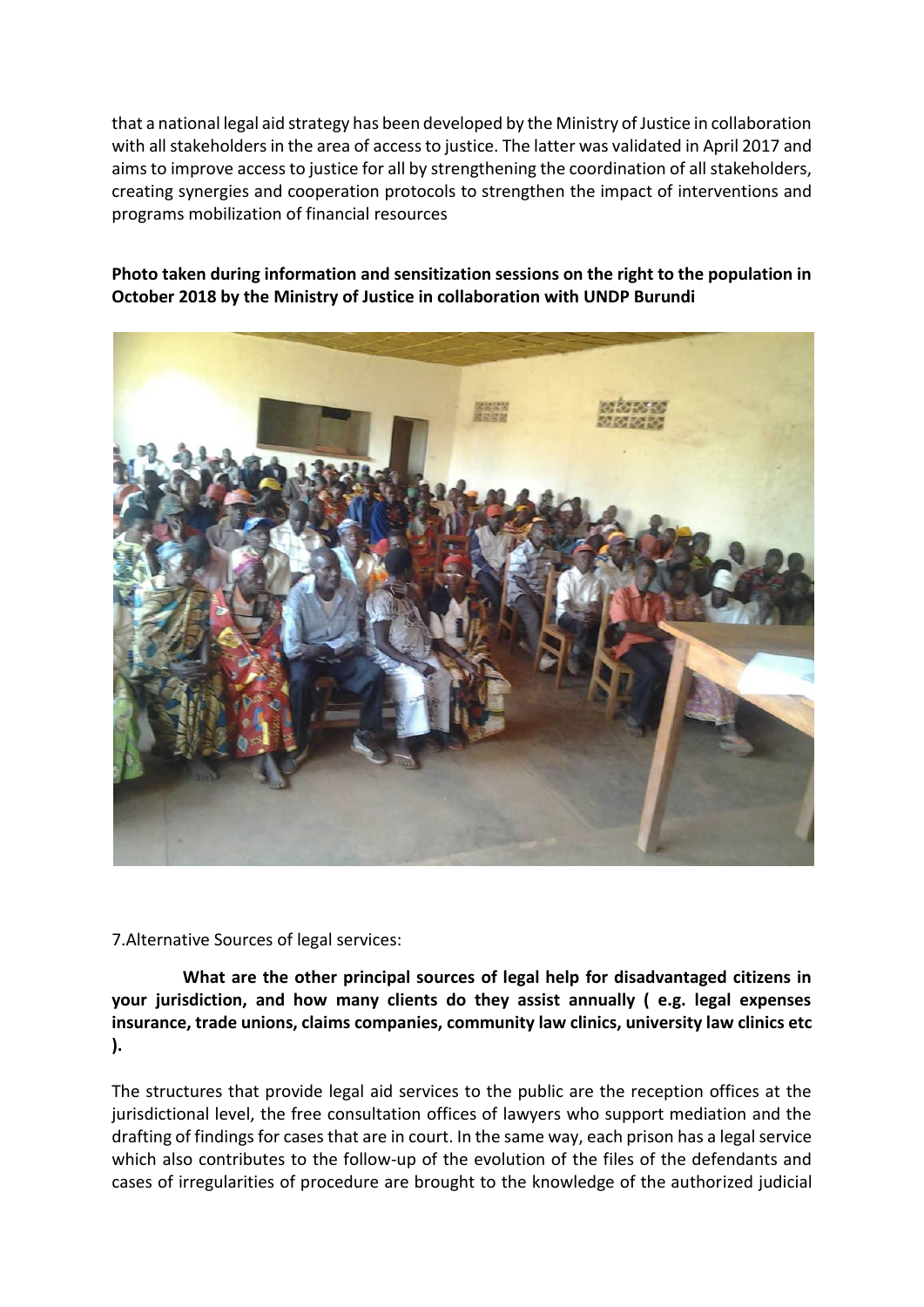that a national legal aid strategy has been developed by the Ministry of Justice in collaboration with all stakeholders in the area of access to justice. The latter was validated in April 2017 and aims to improve access to justice for all by strengthening the coordination of all stakeholders, creating synergies and cooperation protocols to strengthen the impact of interventions and programs mobilization of financial resources

**Photo taken during information and sensitization sessions on the right to the population in October 2018 by the Ministry of Justice in collaboration with UNDP Burundi**

7.Alternative Sources of legal services:

**What are the other principal sources of legal help for disadvantaged citizens in your jurisdiction, and how many clients do they assist annually ( e.g. legal expenses insurance, trade unions, claims companies, community law clinics, university law clinics etc ).**

The structures that provide legal aid services to the public are the reception offices at the jurisdictional level, the free consultation offices of lawyers who support mediation and the drafting of findings for cases that are in court. In the same way, each prison has a legal service which also contributes to the follow-up of the evolution of the files of the defendants and cases of irregularities of procedure are brought to the knowledge of the authorized judicial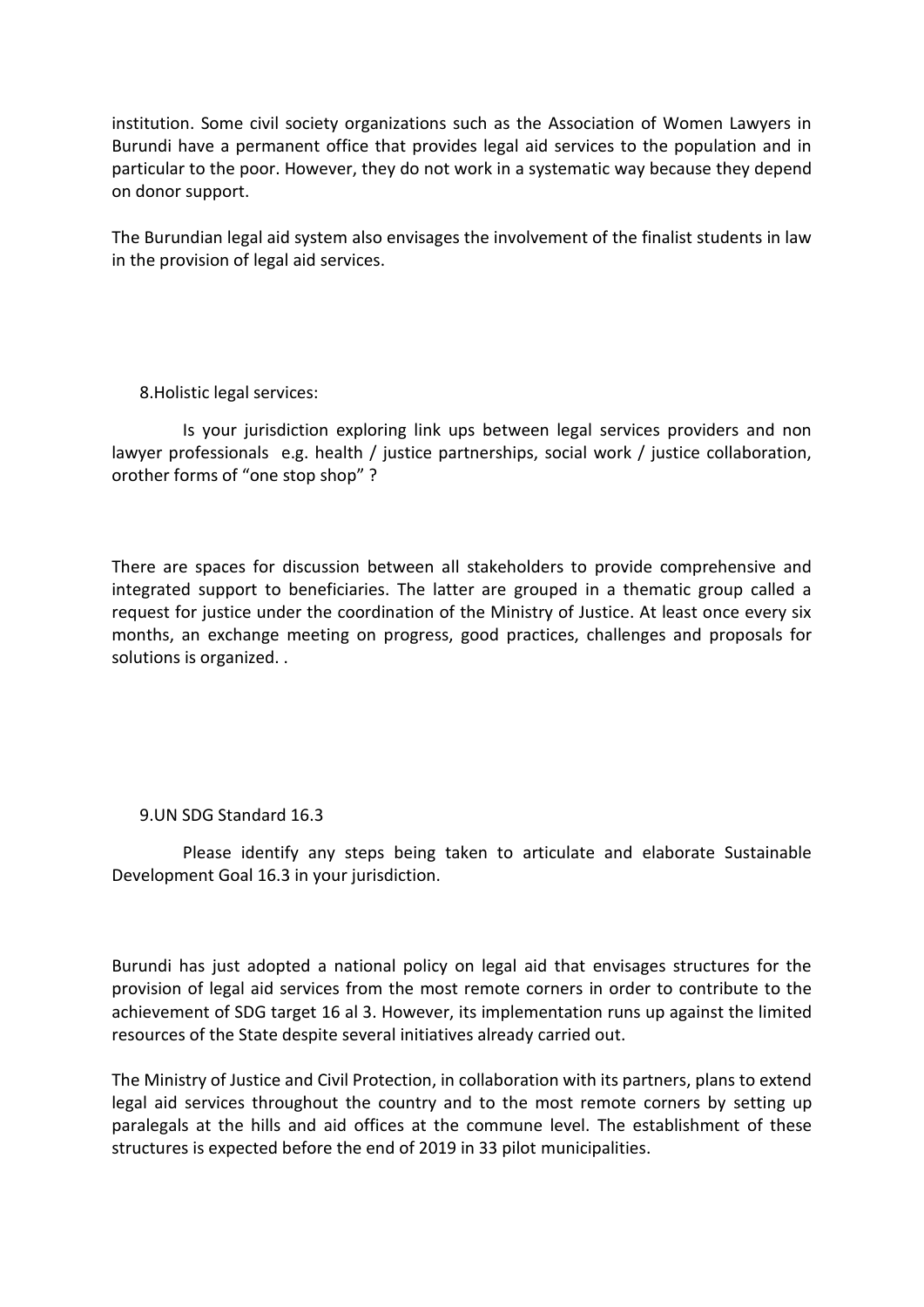institution. Some civil society organizations such as the Association of Women Lawyers in Burundi have a permanent office that provides legal aid services to the population and in particular to the poor. However, they do not work in a systematic way because they depend on donor support.

The Burundian legal aid system also envisages the involvement of the finalist students in law in the provision of legal aid services.

8.Holistic legal services:

Is your jurisdiction exploring link ups between legal services providers and non lawyer professionals e.g. health / justice partnerships, social work / justice collaboration, orother forms of "one stop shop" ?

There are spaces for discussion between all stakeholders to provide comprehensive and integrated support to beneficiaries. The latter are grouped in a thematic group called a request for justice under the coordination of the Ministry of Justice. At least once every six months, an exchange meeting on progress, good practices, challenges and proposals for solutions is organized. .

9.UN SDG Standard 16.3

Please identify any steps being taken to articulate and elaborate Sustainable Development Goal 16.3 in your jurisdiction.

Burundi has just adopted a national policy on legal aid that envisages structures for the provision of legal aid services from the most remote corners in order to contribute to the achievement of SDG target 16 al 3. However, its implementation runs up against the limited resources of the State despite several initiatives already carried out.

The Ministry of Justice and Civil Protection, in collaboration with its partners, plans to extend legal aid services throughout the country and to the most remote corners by setting up paralegals at the hills and aid offices at the commune level. The establishment of these structures is expected before the end of 2019 in 33 pilot municipalities.